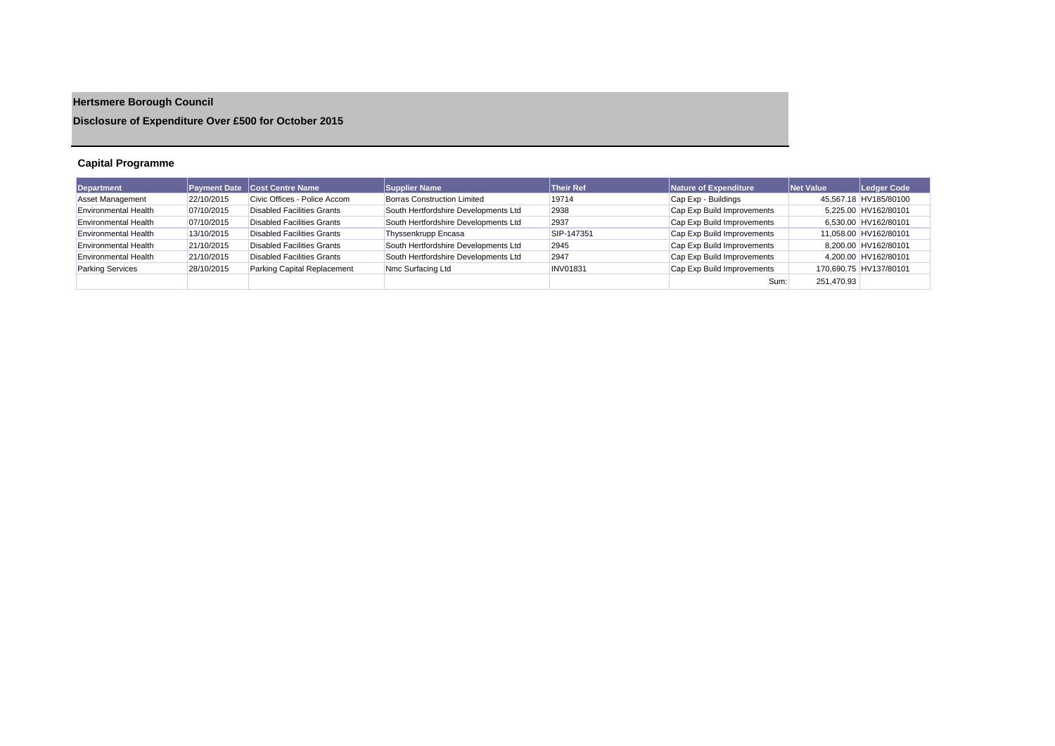# Hertsmere Borough Council

## Disclosure of Expenditure Over £500 for October 2015

### Capital Programme

| Department | Payment Date | Cost Centre Name | Supplier Name | Their Ref | Nature of Expenditure | Net Value | Ledger Code |
|---|---|---|---|---|---|---|---|
| Asset Management | 22/10/2015 | Civic Offices - Police Accom | Borras Construction Limited | 19714 | Cap Exp - Buildings | 45,567.18 | HV185/80100 |
| Environmental Health | 07/10/2015 | Disabled Facilities Grants | South Hertfordshire Developments Ltd | 2938 | Cap Exp Build Improvements | 5,225.00 | HV162/80101 |
| Environmental Health | 07/10/2015 | Disabled Facilities Grants | South Hertfordshire Developments Ltd | 2937 | Cap Exp Build Improvements | 6,530.00 | HV162/80101 |
| Environmental Health | 13/10/2015 | Disabled Facilities Grants | Thyssenkrupp Encasa | SIP-147351 | Cap Exp Build Improvements | 11,058.00 | HV162/80101 |
| Environmental Health | 21/10/2015 | Disabled Facilities Grants | South Hertfordshire Developments Ltd | 2945 | Cap Exp Build Improvements | 8,200.00 | HV162/80101 |
| Environmental Health | 21/10/2015 | Disabled Facilities Grants | South Hertfordshire Developments Ltd | 2947 | Cap Exp Build Improvements | 4,200.00 | HV162/80101 |
| Parking Services | 28/10/2015 | Parking Capital Replacement | Nmc Surfacing Ltd | INV01831 | Cap Exp Build Improvements | 170,690.75 | HV137/80101 |
| | | | | | Sum: | 251,470.93 | |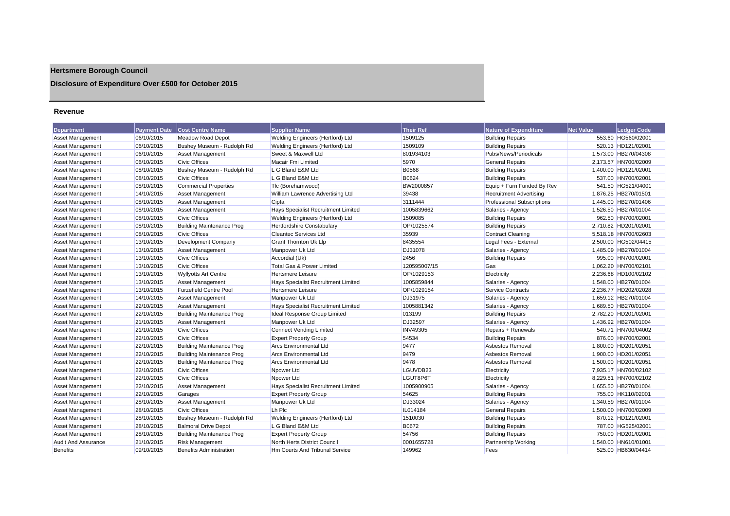# Hertsmere Borough Council

## Disclosure of Expenditure Over £500 for October 2015

### Revenue

| Department | Payment Date | Cost Centre Name | Supplier Name | Their Ref | Nature of Expenditure | Net Value | Ledger Code |
|---|---|---|---|---|---|---|---|
| Asset Management | 06/10/2015 | Meadow Road Depot | Welding Engineers (Hertford) Ltd | 1509125 | Building Repairs | 553.60 | HG560/02001 |
| Asset Management | 06/10/2015 | Bushey Museum - Rudolph Rd | Welding Engineers (Hertford) Ltd | 1509109 | Building Repairs | 520.13 | HD121/02001 |
| Asset Management | 06/10/2015 | Asset Management | Sweet & Maxwell Ltd | 801934103 | Pubs/News/Periodicals | 1,573.00 | HB270/04308 |
| Asset Management | 06/10/2015 | Civic Offices | Macair Fmi Limited | 5970 | General Repairs | 2,173.57 | HN700/02009 |
| Asset Management | 08/10/2015 | Bushey Museum - Rudolph Rd | L G Bland E&M Ltd | B0568 | Building Repairs | 1,400.00 | HD121/02001 |
| Asset Management | 08/10/2015 | Civic Offices | L G Bland E&M Ltd | B0624 | Building Repairs | 537.00 | HN700/02001 |
| Asset Management | 08/10/2015 | Commercial Properties | Tlc (Borehamwood) | BW2000857 | Equip + Furn Funded By Rev | 541.50 | HG521/04001 |
| Asset Management | 14/10/2015 | Asset Management | William Lawrence Advertising Ltd | 39438 | Recruitment Advertising | 1,876.25 | HB270/01501 |
| Asset Management | 08/10/2015 | Asset Management | Cipfa | 3111444 | Professional Subscriptions | 1,445.00 | HB270/01406 |
| Asset Management | 08/10/2015 | Asset Management | Hays Specialist Recruitment Limited | 1005839662 | Salaries - Agency | 1,526.50 | HB270/01004 |
| Asset Management | 08/10/2015 | Civic Offices | Welding Engineers (Hertford) Ltd | 1509085 | Building Repairs | 962.50 | HN700/02001 |
| Asset Management | 08/10/2015 | Building Maintenance Prog | Hertfordshire Constabulary | OP/1025574 | Building Repairs | 2,710.82 | HD201/02001 |
| Asset Management | 08/10/2015 | Civic Offices | Cleantec Services Ltd | 35939 | Contract Cleaning | 5,518.18 | HN700/02603 |
| Asset Management | 13/10/2015 | Development Company | Grant Thornton Uk Llp | 8435554 | Legal Fees - External | 2,500.00 | HG502/04415 |
| Asset Management | 13/10/2015 | Asset Management | Manpower Uk Ltd | DJ31078 | Salaries - Agency | 1,485.09 | HB270/01004 |
| Asset Management | 13/10/2015 | Civic Offices | Accordial (Uk) | 2456 | Building Repairs | 995.00 | HN700/02001 |
| Asset Management | 13/10/2015 | Civic Offices | Total Gas & Power Limited | 120595007/15 | Gas | 1,062.20 | HN700/02101 |
| Asset Management | 13/10/2015 | Wyllyotts Art Centre | Hertsmere Leisure | OP/1029153 | Electricity | 2,236.68 | HD100/02102 |
| Asset Management | 13/10/2015 | Asset Management | Hays Specialist Recruitment Limited | 1005859844 | Salaries - Agency | 1,548.00 | HB270/01004 |
| Asset Management | 13/10/2015 | Furzefield Centre Pool | Hertsmere Leisure | OP/1029154 | Service Contracts | 2,236.77 | HD202/02028 |
| Asset Management | 14/10/2015 | Asset Management | Manpower Uk Ltd | DJ31975 | Salaries - Agency | 1,659.12 | HB270/01004 |
| Asset Management | 22/10/2015 | Asset Management | Hays Specialist Recruitment Limited | 1005881342 | Salaries - Agency | 1,689.50 | HB270/01004 |
| Asset Management | 22/10/2015 | Building Maintenance Prog | Ideal Response Group Limited | 013199 | Building Repairs | 2,782.20 | HD201/02001 |
| Asset Management | 21/10/2015 | Asset Management | Manpower Uk Ltd | DJ32597 | Salaries - Agency | 1,436.92 | HB270/01004 |
| Asset Management | 21/10/2015 | Civic Offices | Connect Vending Limited | INV49305 | Repairs + Renewals | 540.71 | HN700/04002 |
| Asset Management | 22/10/2015 | Civic Offices | Expert Property Group | 54534 | Building Repairs | 876.00 | HN700/02001 |
| Asset Management | 22/10/2015 | Building Maintenance Prog | Arcs Environmental Ltd | 9477 | Asbestos Removal | 1,800.00 | HD201/02051 |
| Asset Management | 22/10/2015 | Building Maintenance Prog | Arcs Environmental Ltd | 9479 | Asbestos Removal | 1,900.00 | HD201/02051 |
| Asset Management | 22/10/2015 | Building Maintenance Prog | Arcs Environmental Ltd | 9478 | Asbestos Removal | 1,500.00 | HD201/02051 |
| Asset Management | 22/10/2015 | Civic Offices | Npower Ltd | LGUVDB23 | Electricity | 7,935.17 | HN700/02102 |
| Asset Management | 22/10/2015 | Civic Offices | Npower Ltd | LGUT8P6T | Electricity | 8,229.51 | HN700/02102 |
| Asset Management | 22/10/2015 | Asset Management | Hays Specialist Recruitment Limited | 1005900905 | Salaries - Agency | 1,655.50 | HB270/01004 |
| Asset Management | 22/10/2015 | Garages | Expert Property Group | 54625 | Building Repairs | 755.00 | HK110/02001 |
| Asset Management | 28/10/2015 | Asset Management | Manpower Uk Ltd | DJ33024 | Salaries - Agency | 1,340.59 | HB270/01004 |
| Asset Management | 28/10/2015 | Civic Offices | Lh Plc | IL014184 | General Repairs | 1,500.00 | HN700/02009 |
| Asset Management | 28/10/2015 | Bushey Museum - Rudolph Rd | Welding Engineers (Hertford) Ltd | 1510030 | Building Repairs | 870.12 | HD121/02001 |
| Asset Management | 28/10/2015 | Balmoral Drive Depot | L G Bland E&M Ltd | B0672 | Building Repairs | 787.00 | HG525/02001 |
| Asset Management | 28/10/2015 | Building Maintenance Prog | Expert Property Group | 54756 | Building Repairs | 750.00 | HD201/02001 |
| Audit And Assurance | 21/10/2015 | Risk Management | North Herts District Council | 0001655728 | Partnership Working | 1,540.00 | HN610/01001 |
| Benefits | 09/10/2015 | Benefits Administration | Hm Courts And Tribunal Service | 149962 | Fees | 525.00 | HB630/04414 |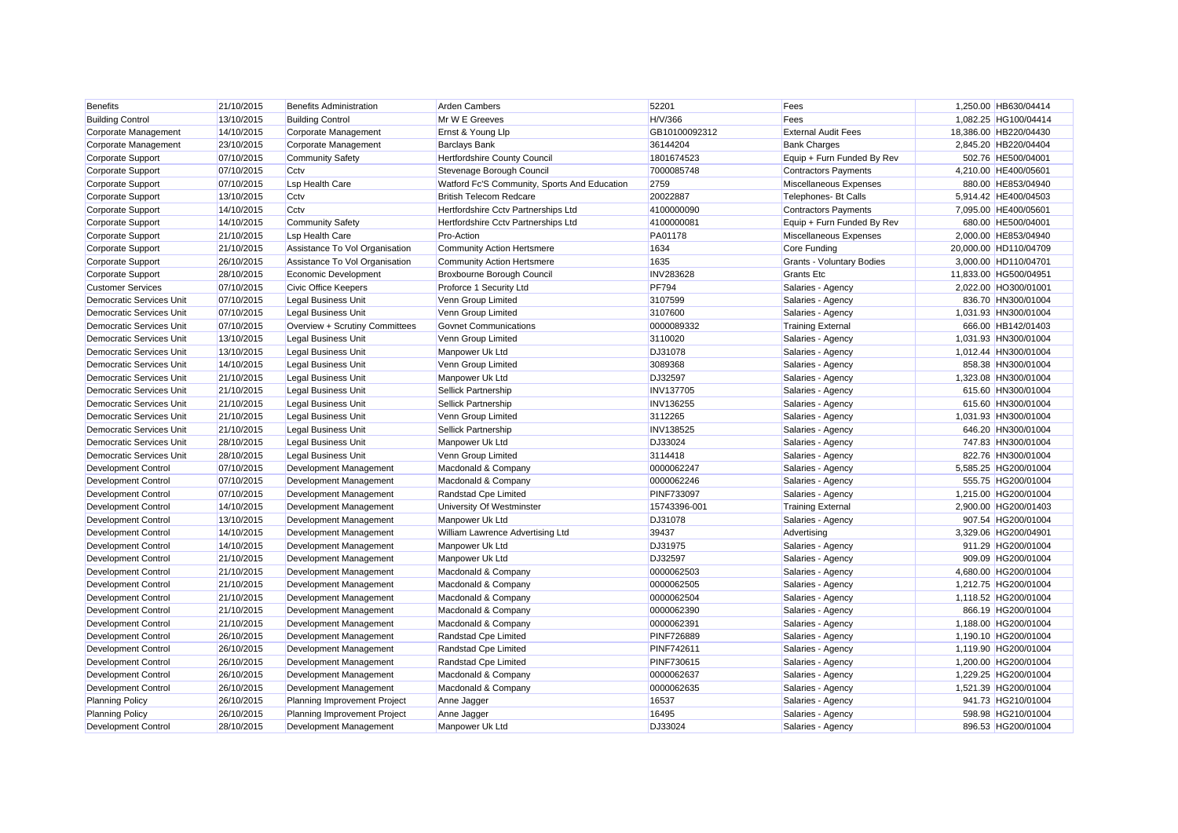| | | | | | | | |
|---|---|---|---|---|---|---|---|
| Benefits | 21/10/2015 | Benefits Administration | Arden Cambers | 52201 | Fees | 1,250.00 | HB630/04414 |
| Building Control | 13/10/2015 | Building Control | Mr W E Greeves | H/V/366 | Fees | 1,082.25 | HG100/04414 |
| Corporate Management | 14/10/2015 | Corporate Management | Ernst & Young Llp | GB10100092312 | External Audit Fees | 18,386.00 | HB220/04430 |
| Corporate Management | 23/10/2015 | Corporate Management | Barclays Bank | 36144204 | Bank Charges | 2,845.20 | HB220/04404 |
| Corporate Support | 07/10/2015 | Community Safety | Hertfordshire County Council | 1801674523 | Equip + Furn Funded By Rev | 502.76 | HE500/04001 |
| Corporate Support | 07/10/2015 | Cctv | Stevenage Borough Council | 7000085748 | Contractors Payments | 4,210.00 | HE400/05601 |
| Corporate Support | 07/10/2015 | Lsp Health Care | Watford Fc'S Community, Sports And Education | 2759 | Miscellaneous Expenses | 880.00 | HE853/04940 |
| Corporate Support | 13/10/2015 | Cctv | British Telecom Redcare | 20022887 | Telephones- Bt Calls | 5,914.42 | HE400/04503 |
| Corporate Support | 14/10/2015 | Cctv | Hertfordshire Cctv Partnerships Ltd | 4100000090 | Contractors Payments | 7,095.00 | HE400/05601 |
| Corporate Support | 14/10/2015 | Community Safety | Hertfordshire Cctv Partnerships Ltd | 4100000081 | Equip + Furn Funded By Rev | 680.00 | HE500/04001 |
| Corporate Support | 21/10/2015 | Lsp Health Care | Pro-Action | PA01178 | Miscellaneous Expenses | 2,000.00 | HE853/04940 |
| Corporate Support | 21/10/2015 | Assistance To Vol Organisation | Community Action Hertsmere | 1634 | Core Funding | 20,000.00 | HD110/04709 |
| Corporate Support | 26/10/2015 | Assistance To Vol Organisation | Community Action Hertsmere | 1635 | Grants - Voluntary Bodies | 3,000.00 | HD110/04701 |
| Corporate Support | 28/10/2015 | Economic Development | Broxbourne Borough Council | INV283628 | Grants Etc | 11,833.00 | HG500/04951 |
| Customer Services | 07/10/2015 | Civic Office Keepers | Proforce 1 Security Ltd | PF794 | Salaries - Agency | 2,022.00 | HO300/01001 |
| Democratic Services Unit | 07/10/2015 | Legal Business Unit | Venn Group Limited | 3107599 | Salaries - Agency | 836.70 | HN300/01004 |
| Democratic Services Unit | 07/10/2015 | Legal Business Unit | Venn Group Limited | 3107600 | Salaries - Agency | 1,031.93 | HN300/01004 |
| Democratic Services Unit | 07/10/2015 | Overview + Scrutiny Committees | Govnet Communications | 0000089332 | Training External | 666.00 | HB142/01403 |
| Democratic Services Unit | 13/10/2015 | Legal Business Unit | Venn Group Limited | 3110020 | Salaries - Agency | 1,031.93 | HN300/01004 |
| Democratic Services Unit | 13/10/2015 | Legal Business Unit | Manpower Uk Ltd | DJ31078 | Salaries - Agency | 1,012.44 | HN300/01004 |
| Democratic Services Unit | 14/10/2015 | Legal Business Unit | Venn Group Limited | 3089368 | Salaries - Agency | 858.38 | HN300/01004 |
| Democratic Services Unit | 21/10/2015 | Legal Business Unit | Manpower Uk Ltd | DJ32597 | Salaries - Agency | 1,323.08 | HN300/01004 |
| Democratic Services Unit | 21/10/2015 | Legal Business Unit | Sellick Partnership | INV137705 | Salaries - Agency | 615.60 | HN300/01004 |
| Democratic Services Unit | 21/10/2015 | Legal Business Unit | Sellick Partnership | INV136255 | Salaries - Agency | 615.60 | HN300/01004 |
| Democratic Services Unit | 21/10/2015 | Legal Business Unit | Venn Group Limited | 3112265 | Salaries - Agency | 1,031.93 | HN300/01004 |
| Democratic Services Unit | 21/10/2015 | Legal Business Unit | Sellick Partnership | INV138525 | Salaries - Agency | 646.20 | HN300/01004 |
| Democratic Services Unit | 28/10/2015 | Legal Business Unit | Manpower Uk Ltd | DJ33024 | Salaries - Agency | 747.83 | HN300/01004 |
| Democratic Services Unit | 28/10/2015 | Legal Business Unit | Venn Group Limited | 3114418 | Salaries - Agency | 822.76 | HN300/01004 |
| Development Control | 07/10/2015 | Development Management | Macdonald & Company | 0000062247 | Salaries - Agency | 5,585.25 | HG200/01004 |
| Development Control | 07/10/2015 | Development Management | Macdonald & Company | 0000062246 | Salaries - Agency | 555.75 | HG200/01004 |
| Development Control | 07/10/2015 | Development Management | Randstad Cpe Limited | PINF733097 | Salaries - Agency | 1,215.00 | HG200/01004 |
| Development Control | 14/10/2015 | Development Management | University Of Westminster | 15743396-001 | Training External | 2,900.00 | HG200/01403 |
| Development Control | 13/10/2015 | Development Management | Manpower Uk Ltd | DJ31078 | Salaries - Agency | 907.54 | HG200/01004 |
| Development Control | 14/10/2015 | Development Management | William Lawrence Advertising Ltd | 39437 | Advertising | 3,329.06 | HG200/04901 |
| Development Control | 14/10/2015 | Development Management | Manpower Uk Ltd | DJ31975 | Salaries - Agency | 911.29 | HG200/01004 |
| Development Control | 21/10/2015 | Development Management | Manpower Uk Ltd | DJ32597 | Salaries - Agency | 909.09 | HG200/01004 |
| Development Control | 21/10/2015 | Development Management | Macdonald & Company | 0000062503 | Salaries - Agency | 4,680.00 | HG200/01004 |
| Development Control | 21/10/2015 | Development Management | Macdonald & Company | 0000062505 | Salaries - Agency | 1,212.75 | HG200/01004 |
| Development Control | 21/10/2015 | Development Management | Macdonald & Company | 0000062504 | Salaries - Agency | 1,118.52 | HG200/01004 |
| Development Control | 21/10/2015 | Development Management | Macdonald & Company | 0000062390 | Salaries - Agency | 866.19 | HG200/01004 |
| Development Control | 21/10/2015 | Development Management | Macdonald & Company | 0000062391 | Salaries - Agency | 1,188.00 | HG200/01004 |
| Development Control | 26/10/2015 | Development Management | Randstad Cpe Limited | PINF726889 | Salaries - Agency | 1,190.10 | HG200/01004 |
| Development Control | 26/10/2015 | Development Management | Randstad Cpe Limited | PINF742611 | Salaries - Agency | 1,119.90 | HG200/01004 |
| Development Control | 26/10/2015 | Development Management | Randstad Cpe Limited | PINF730615 | Salaries - Agency | 1,200.00 | HG200/01004 |
| Development Control | 26/10/2015 | Development Management | Macdonald & Company | 0000062637 | Salaries - Agency | 1,229.25 | HG200/01004 |
| Development Control | 26/10/2015 | Development Management | Macdonald & Company | 0000062635 | Salaries - Agency | 1,521.39 | HG200/01004 |
| Planning Policy | 26/10/2015 | Planning Improvement Project | Anne Jagger | 16537 | Salaries - Agency | 941.73 | HG210/01004 |
| Planning Policy | 26/10/2015 | Planning Improvement Project | Anne Jagger | 16495 | Salaries - Agency | 598.98 | HG210/01004 |
| Development Control | 28/10/2015 | Development Management | Manpower Uk Ltd | DJ33024 | Salaries - Agency | 896.53 | HG200/01004 |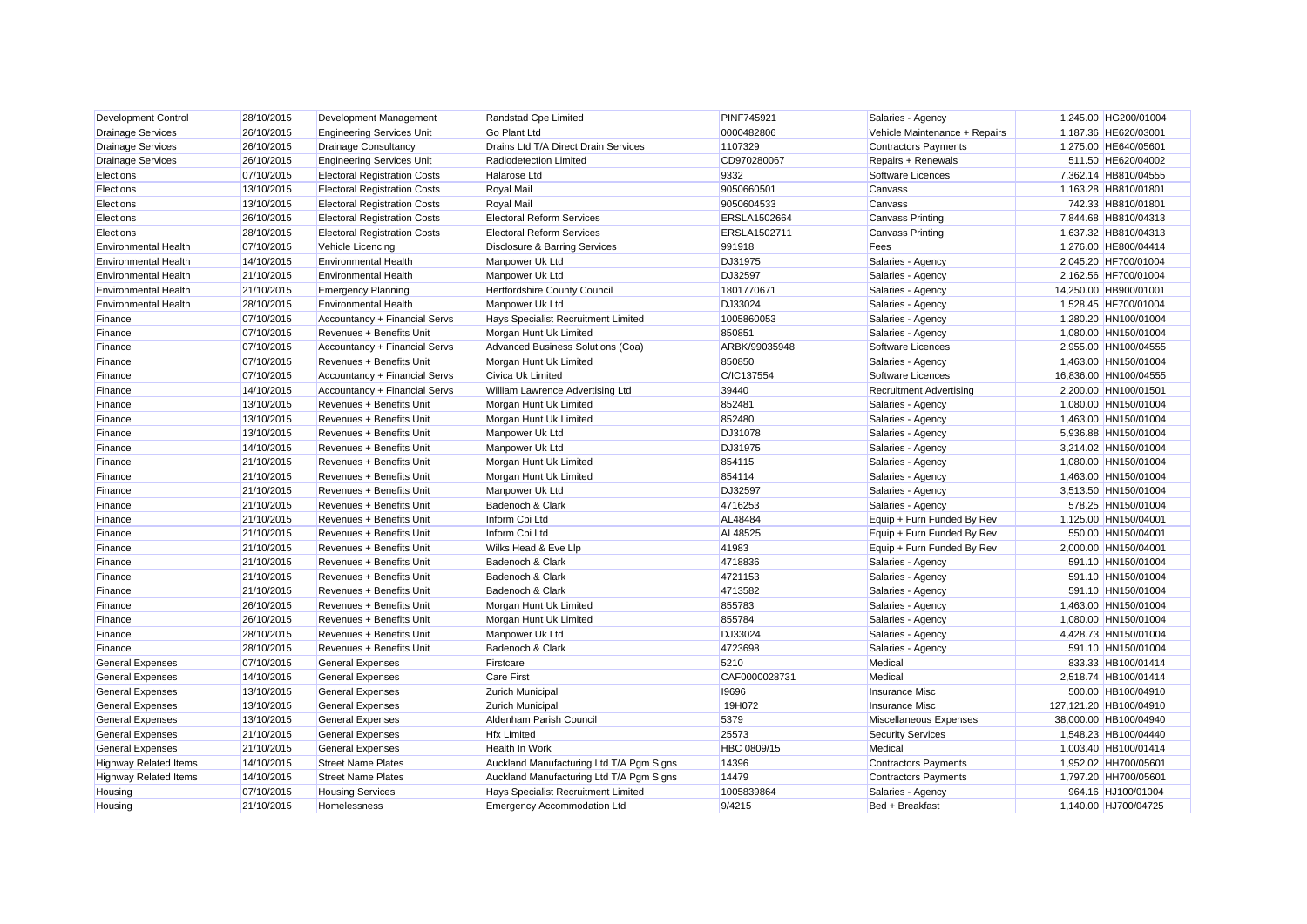| Development Control | 28/10/2015 | Development Management | Randstad Cpe Limited | PINF745921 | Salaries - Agency | 1,245.00 | HG200/01004 |
|---|---|---|---|---|---|---|---|
| Drainage Services | 26/10/2015 | Engineering Services Unit | Go Plant Ltd | 0000482806 | Vehicle Maintenance + Repairs | 1,187.36 | HE620/03001 |
| Drainage Services | 26/10/2015 | Drainage Consultancy | Drains Ltd T/A Direct Drain Services | 1107329 | Contractors Payments | 1,275.00 | HE640/05601 |
| Drainage Services | 26/10/2015 | Engineering Services Unit | Radiodetection Limited | CD970280067 | Repairs + Renewals | 511.50 | HE620/04002 |
| Elections | 07/10/2015 | Electoral Registration Costs | Halarose Ltd | 9332 | Software Licences | 7,362.14 | HB810/04555 |
| Elections | 13/10/2015 | Electoral Registration Costs | Royal Mail | 9050660501 | Canvass | 1,163.28 | HB810/01801 |
| Elections | 13/10/2015 | Electoral Registration Costs | Royal Mail | 9050604533 | Canvass | 742.33 | HB810/01801 |
| Elections | 26/10/2015 | Electoral Registration Costs | Electoral Reform Services | ERSLA1502664 | Canvass Printing | 7,844.68 | HB810/04313 |
| Elections | 28/10/2015 | Electoral Registration Costs | Electoral Reform Services | ERSLA1502711 | Canvass Printing | 1,637.32 | HB810/04313 |
| Environmental Health | 07/10/2015 | Vehicle Licencing | Disclosure & Barring Services | 991918 | Fees | 1,276.00 | HE800/04414 |
| Environmental Health | 14/10/2015 | Environmental Health | Manpower Uk Ltd | DJ31975 | Salaries - Agency | 2,045.20 | HF700/01004 |
| Environmental Health | 21/10/2015 | Environmental Health | Manpower Uk Ltd | DJ32597 | Salaries - Agency | 2,162.56 | HF700/01004 |
| Environmental Health | 21/10/2015 | Emergency Planning | Hertfordshire County Council | 1801770671 | Salaries - Agency | 14,250.00 | HB900/01001 |
| Environmental Health | 28/10/2015 | Environmental Health | Manpower Uk Ltd | DJ33024 | Salaries - Agency | 1,528.45 | HF700/01004 |
| Finance | 07/10/2015 | Accountancy + Financial Servs | Hays Specialist Recruitment Limited | 1005860053 | Salaries - Agency | 1,280.20 | HN100/01004 |
| Finance | 07/10/2015 | Revenues + Benefits Unit | Morgan Hunt Uk Limited | 850851 | Salaries - Agency | 1,080.00 | HN150/01004 |
| Finance | 07/10/2015 | Accountancy + Financial Servs | Advanced Business Solutions (Coa) | ARBK/99035948 | Software Licences | 2,955.00 | HN100/04555 |
| Finance | 07/10/2015 | Revenues + Benefits Unit | Morgan Hunt Uk Limited | 850850 | Salaries - Agency | 1,463.00 | HN150/01004 |
| Finance | 07/10/2015 | Accountancy + Financial Servs | Civica Uk Limited | C/IC137554 | Software Licences | 16,836.00 | HN100/04555 |
| Finance | 14/10/2015 | Accountancy + Financial Servs | William Lawrence Advertising Ltd | 39440 | Recruitment Advertising | 2,200.00 | HN100/01501 |
| Finance | 13/10/2015 | Revenues + Benefits Unit | Morgan Hunt Uk Limited | 852481 | Salaries - Agency | 1,080.00 | HN150/01004 |
| Finance | 13/10/2015 | Revenues + Benefits Unit | Morgan Hunt Uk Limited | 852480 | Salaries - Agency | 1,463.00 | HN150/01004 |
| Finance | 13/10/2015 | Revenues + Benefits Unit | Manpower Uk Ltd | DJ31078 | Salaries - Agency | 5,936.88 | HN150/01004 |
| Finance | 14/10/2015 | Revenues + Benefits Unit | Manpower Uk Ltd | DJ31975 | Salaries - Agency | 3,214.02 | HN150/01004 |
| Finance | 21/10/2015 | Revenues + Benefits Unit | Morgan Hunt Uk Limited | 854115 | Salaries - Agency | 1,080.00 | HN150/01004 |
| Finance | 21/10/2015 | Revenues + Benefits Unit | Morgan Hunt Uk Limited | 854114 | Salaries - Agency | 1,463.00 | HN150/01004 |
| Finance | 21/10/2015 | Revenues + Benefits Unit | Manpower Uk Ltd | DJ32597 | Salaries - Agency | 3,513.50 | HN150/01004 |
| Finance | 21/10/2015 | Revenues + Benefits Unit | Badenoch & Clark | 4716253 | Salaries - Agency | 578.25 | HN150/01004 |
| Finance | 21/10/2015 | Revenues + Benefits Unit | Inform Cpi Ltd | AL48484 | Equip + Furn Funded By Rev | 1,125.00 | HN150/04001 |
| Finance | 21/10/2015 | Revenues + Benefits Unit | Inform Cpi Ltd | AL48525 | Equip + Furn Funded By Rev | 550.00 | HN150/04001 |
| Finance | 21/10/2015 | Revenues + Benefits Unit | Wilks Head & Eve Llp | 41983 | Equip + Furn Funded By Rev | 2,000.00 | HN150/04001 |
| Finance | 21/10/2015 | Revenues + Benefits Unit | Badenoch & Clark | 4718836 | Salaries - Agency | 591.10 | HN150/01004 |
| Finance | 21/10/2015 | Revenues + Benefits Unit | Badenoch & Clark | 4721153 | Salaries - Agency | 591.10 | HN150/01004 |
| Finance | 21/10/2015 | Revenues + Benefits Unit | Badenoch & Clark | 4713582 | Salaries - Agency | 591.10 | HN150/01004 |
| Finance | 26/10/2015 | Revenues + Benefits Unit | Morgan Hunt Uk Limited | 855783 | Salaries - Agency | 1,463.00 | HN150/01004 |
| Finance | 26/10/2015 | Revenues + Benefits Unit | Morgan Hunt Uk Limited | 855784 | Salaries - Agency | 1,080.00 | HN150/01004 |
| Finance | 28/10/2015 | Revenues + Benefits Unit | Manpower Uk Ltd | DJ33024 | Salaries - Agency | 4,428.73 | HN150/01004 |
| Finance | 28/10/2015 | Revenues + Benefits Unit | Badenoch & Clark | 4723698 | Salaries - Agency | 591.10 | HN150/01004 |
| General Expenses | 07/10/2015 | General Expenses | Firstcare | 5210 | Medical | 833.33 | HB100/01414 |
| General Expenses | 14/10/2015 | General Expenses | Care First | CAF0000028731 | Medical | 2,518.74 | HB100/01414 |
| General Expenses | 13/10/2015 | General Expenses | Zurich Municipal | I9696 | Insurance Misc | 500.00 | HB100/04910 |
| General Expenses | 13/10/2015 | General Expenses | Zurich Municipal | 19H072 | Insurance Misc | 127,121.20 | HB100/04910 |
| General Expenses | 13/10/2015 | General Expenses | Aldenham Parish Council | 5379 | Miscellaneous Expenses | 38,000.00 | HB100/04940 |
| General Expenses | 21/10/2015 | General Expenses | Hfx Limited | 25573 | Security Services | 1,548.23 | HB100/04440 |
| General Expenses | 21/10/2015 | General Expenses | Health In Work | HBC 0809/15 | Medical | 1,003.40 | HB100/01414 |
| Highway Related Items | 14/10/2015 | Street Name Plates | Auckland Manufacturing Ltd T/A Pgm Signs | 14396 | Contractors Payments | 1,952.02 | HH700/05601 |
| Highway Related Items | 14/10/2015 | Street Name Plates | Auckland Manufacturing Ltd T/A Pgm Signs | 14479 | Contractors Payments | 1,797.20 | HH700/05601 |
| Housing | 07/10/2015 | Housing Services | Hays Specialist Recruitment Limited | 1005839864 | Salaries - Agency | 964.16 | HJ100/01004 |
| Housing | 21/10/2015 | Homelessness | Emergency Accommodation Ltd | 9/4215 | Bed + Breakfast | 1,140.00 | HJ700/04725 |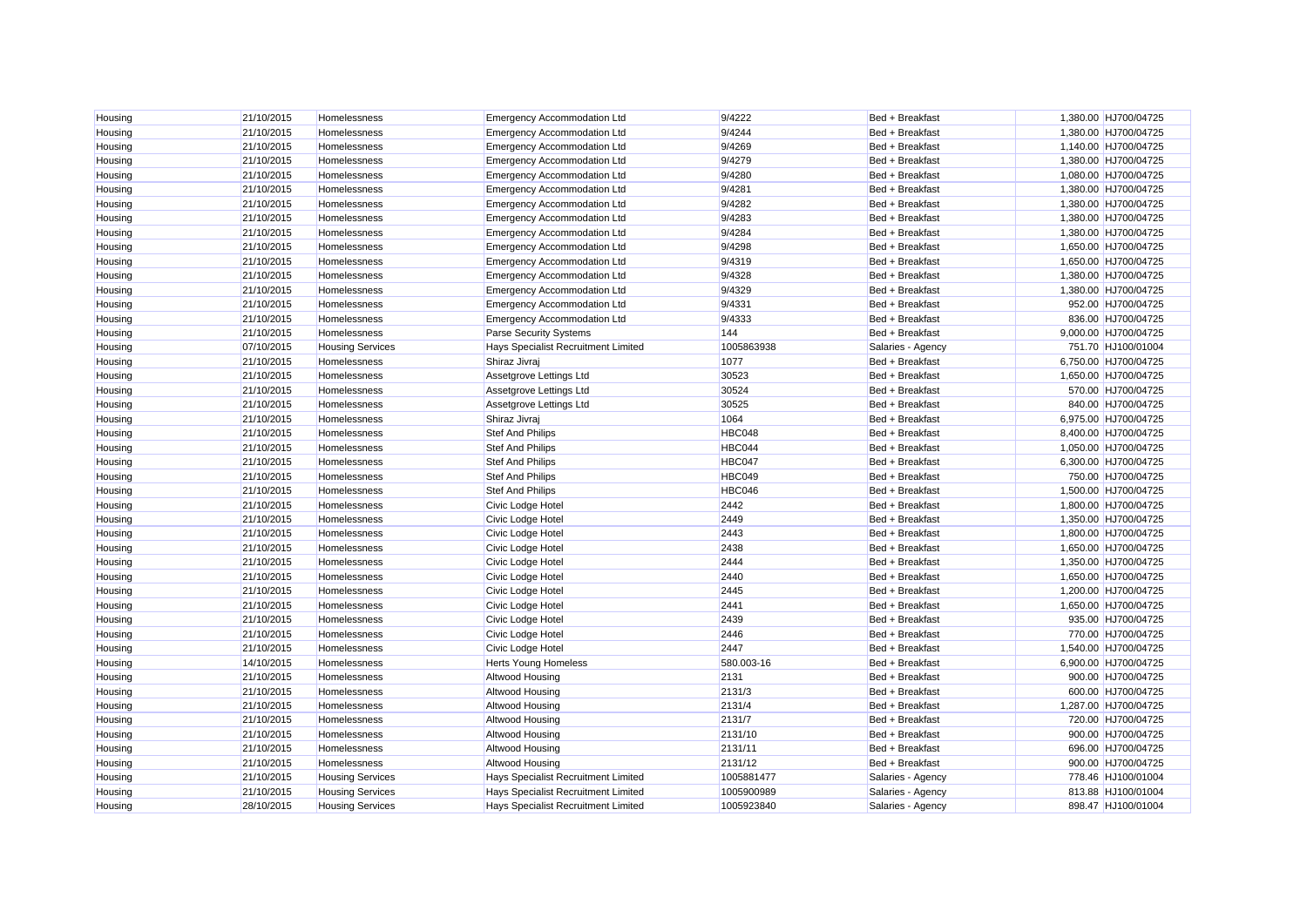| | | | | | | | |
|---|---|---|---|---|---|---|---|
| Housing | 21/10/2015 | Homelessness | Emergency Accommodation Ltd | 9/4222 | Bed + Breakfast | 1,380.00 | HJ700/04725 |
| Housing | 21/10/2015 | Homelessness | Emergency Accommodation Ltd | 9/4244 | Bed + Breakfast | 1,380.00 | HJ700/04725 |
| Housing | 21/10/2015 | Homelessness | Emergency Accommodation Ltd | 9/4269 | Bed + Breakfast | 1,140.00 | HJ700/04725 |
| Housing | 21/10/2015 | Homelessness | Emergency Accommodation Ltd | 9/4279 | Bed + Breakfast | 1,380.00 | HJ700/04725 |
| Housing | 21/10/2015 | Homelessness | Emergency Accommodation Ltd | 9/4280 | Bed + Breakfast | 1,080.00 | HJ700/04725 |
| Housing | 21/10/2015 | Homelessness | Emergency Accommodation Ltd | 9/4281 | Bed + Breakfast | 1,380.00 | HJ700/04725 |
| Housing | 21/10/2015 | Homelessness | Emergency Accommodation Ltd | 9/4282 | Bed + Breakfast | 1,380.00 | HJ700/04725 |
| Housing | 21/10/2015 | Homelessness | Emergency Accommodation Ltd | 9/4283 | Bed + Breakfast | 1,380.00 | HJ700/04725 |
| Housing | 21/10/2015 | Homelessness | Emergency Accommodation Ltd | 9/4284 | Bed + Breakfast | 1,380.00 | HJ700/04725 |
| Housing | 21/10/2015 | Homelessness | Emergency Accommodation Ltd | 9/4298 | Bed + Breakfast | 1,650.00 | HJ700/04725 |
| Housing | 21/10/2015 | Homelessness | Emergency Accommodation Ltd | 9/4319 | Bed + Breakfast | 1,650.00 | HJ700/04725 |
| Housing | 21/10/2015 | Homelessness | Emergency Accommodation Ltd | 9/4328 | Bed + Breakfast | 1,380.00 | HJ700/04725 |
| Housing | 21/10/2015 | Homelessness | Emergency Accommodation Ltd | 9/4329 | Bed + Breakfast | 1,380.00 | HJ700/04725 |
| Housing | 21/10/2015 | Homelessness | Emergency Accommodation Ltd | 9/4331 | Bed + Breakfast | 952.00 | HJ700/04725 |
| Housing | 21/10/2015 | Homelessness | Emergency Accommodation Ltd | 9/4333 | Bed + Breakfast | 836.00 | HJ700/04725 |
| Housing | 21/10/2015 | Homelessness | Parse Security Systems | 144 | Bed + Breakfast | 9,000.00 | HJ700/04725 |
| Housing | 07/10/2015 | Housing Services | Hays Specialist Recruitment Limited | 1005863938 | Salaries - Agency | 751.70 | HJ100/01004 |
| Housing | 21/10/2015 | Homelessness | Shiraz Jivraj | 1077 | Bed + Breakfast | 6,750.00 | HJ700/04725 |
| Housing | 21/10/2015 | Homelessness | Assetgrove Lettings Ltd | 30523 | Bed + Breakfast | 1,650.00 | HJ700/04725 |
| Housing | 21/10/2015 | Homelessness | Assetgrove Lettings Ltd | 30524 | Bed + Breakfast | 570.00 | HJ700/04725 |
| Housing | 21/10/2015 | Homelessness | Assetgrove Lettings Ltd | 30525 | Bed + Breakfast | 840.00 | HJ700/04725 |
| Housing | 21/10/2015 | Homelessness | Shiraz Jivraj | 1064 | Bed + Breakfast | 6,975.00 | HJ700/04725 |
| Housing | 21/10/2015 | Homelessness | Stef And Philips | HBC048 | Bed + Breakfast | 8,400.00 | HJ700/04725 |
| Housing | 21/10/2015 | Homelessness | Stef And Philips | HBC044 | Bed + Breakfast | 1,050.00 | HJ700/04725 |
| Housing | 21/10/2015 | Homelessness | Stef And Philips | HBC047 | Bed + Breakfast | 6,300.00 | HJ700/04725 |
| Housing | 21/10/2015 | Homelessness | Stef And Philips | HBC049 | Bed + Breakfast | 750.00 | HJ700/04725 |
| Housing | 21/10/2015 | Homelessness | Stef And Philips | HBC046 | Bed + Breakfast | 1,500.00 | HJ700/04725 |
| Housing | 21/10/2015 | Homelessness | Civic Lodge Hotel | 2442 | Bed + Breakfast | 1,800.00 | HJ700/04725 |
| Housing | 21/10/2015 | Homelessness | Civic Lodge Hotel | 2449 | Bed + Breakfast | 1,350.00 | HJ700/04725 |
| Housing | 21/10/2015 | Homelessness | Civic Lodge Hotel | 2443 | Bed + Breakfast | 1,800.00 | HJ700/04725 |
| Housing | 21/10/2015 | Homelessness | Civic Lodge Hotel | 2438 | Bed + Breakfast | 1,650.00 | HJ700/04725 |
| Housing | 21/10/2015 | Homelessness | Civic Lodge Hotel | 2444 | Bed + Breakfast | 1,350.00 | HJ700/04725 |
| Housing | 21/10/2015 | Homelessness | Civic Lodge Hotel | 2440 | Bed + Breakfast | 1,650.00 | HJ700/04725 |
| Housing | 21/10/2015 | Homelessness | Civic Lodge Hotel | 2445 | Bed + Breakfast | 1,200.00 | HJ700/04725 |
| Housing | 21/10/2015 | Homelessness | Civic Lodge Hotel | 2441 | Bed + Breakfast | 1,650.00 | HJ700/04725 |
| Housing | 21/10/2015 | Homelessness | Civic Lodge Hotel | 2439 | Bed + Breakfast | 935.00 | HJ700/04725 |
| Housing | 21/10/2015 | Homelessness | Civic Lodge Hotel | 2446 | Bed + Breakfast | 770.00 | HJ700/04725 |
| Housing | 21/10/2015 | Homelessness | Civic Lodge Hotel | 2447 | Bed + Breakfast | 1,540.00 | HJ700/04725 |
| Housing | 14/10/2015 | Homelessness | Herts Young Homeless | 580.003-16 | Bed + Breakfast | 6,900.00 | HJ700/04725 |
| Housing | 21/10/2015 | Homelessness | Altwood Housing | 2131 | Bed + Breakfast | 900.00 | HJ700/04725 |
| Housing | 21/10/2015 | Homelessness | Altwood Housing | 2131/3 | Bed + Breakfast | 600.00 | HJ700/04725 |
| Housing | 21/10/2015 | Homelessness | Altwood Housing | 2131/4 | Bed + Breakfast | 1,287.00 | HJ700/04725 |
| Housing | 21/10/2015 | Homelessness | Altwood Housing | 2131/7 | Bed + Breakfast | 720.00 | HJ700/04725 |
| Housing | 21/10/2015 | Homelessness | Altwood Housing | 2131/10 | Bed + Breakfast | 900.00 | HJ700/04725 |
| Housing | 21/10/2015 | Homelessness | Altwood Housing | 2131/11 | Bed + Breakfast | 696.00 | HJ700/04725 |
| Housing | 21/10/2015 | Homelessness | Altwood Housing | 2131/12 | Bed + Breakfast | 900.00 | HJ700/04725 |
| Housing | 21/10/2015 | Housing Services | Hays Specialist Recruitment Limited | 1005881477 | Salaries - Agency | 778.46 | HJ100/01004 |
| Housing | 21/10/2015 | Housing Services | Hays Specialist Recruitment Limited | 1005900989 | Salaries - Agency | 813.88 | HJ100/01004 |
| Housing | 28/10/2015 | Housing Services | Hays Specialist Recruitment Limited | 1005923840 | Salaries - Agency | 898.47 | HJ100/01004 |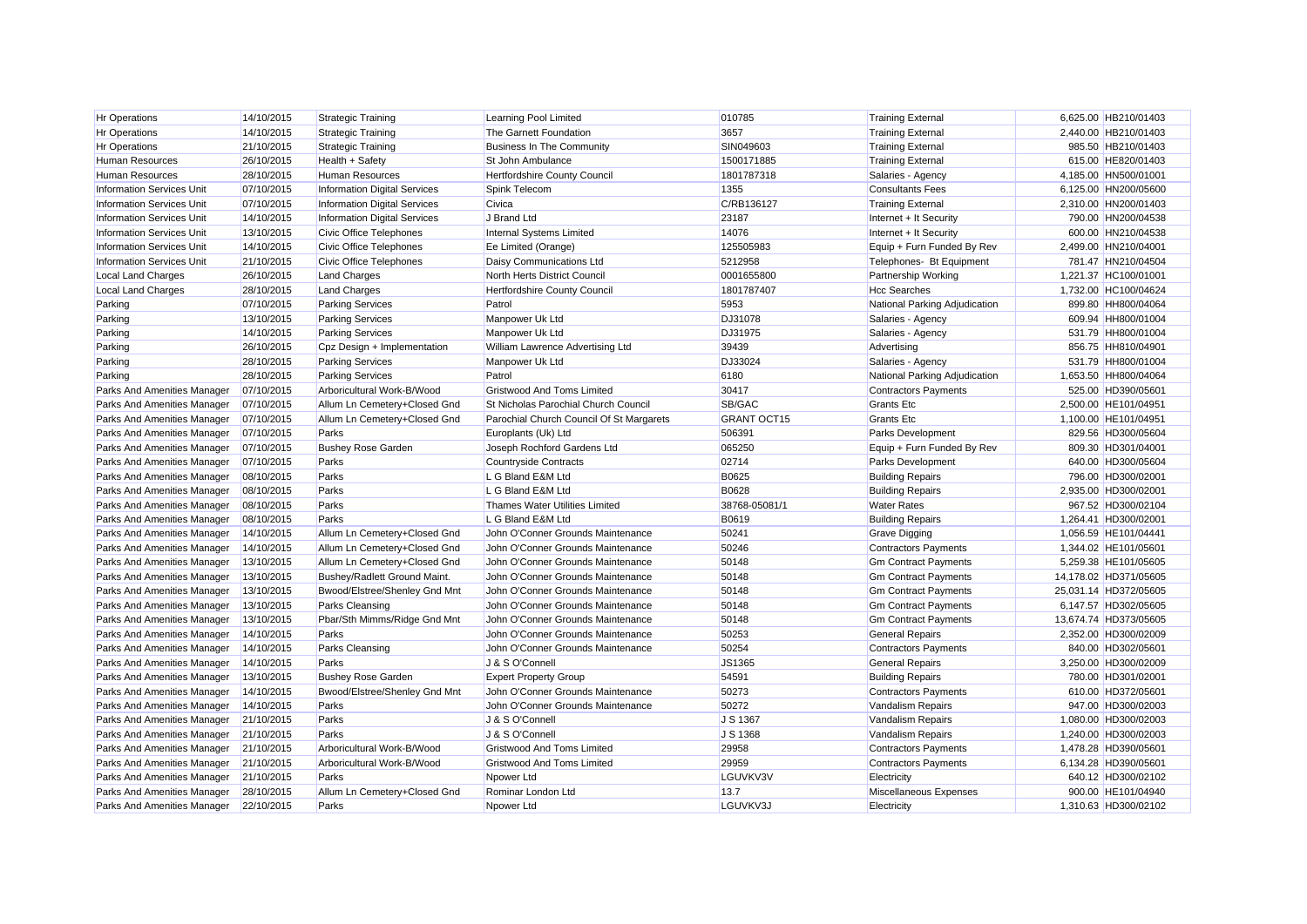| | | | | | | | |
|---|---|---|---|---|---|---|---|
| Hr Operations | 14/10/2015 | Strategic Training | Learning Pool Limited | 010785 | Training External | 6,625.00 | HB210/01403 |
| Hr Operations | 14/10/2015 | Strategic Training | The Garnett Foundation | 3657 | Training External | 2,440.00 | HB210/01403 |
| Hr Operations | 21/10/2015 | Strategic Training | Business In The Community | SIN049603 | Training External | 985.50 | HB210/01403 |
| Human Resources | 26/10/2015 | Health + Safety | St John Ambulance | 1500171885 | Training External | 615.00 | HE820/01403 |
| Human Resources | 28/10/2015 | Human Resources | Hertfordshire County Council | 1801787318 | Salaries - Agency | 4,185.00 | HN500/01001 |
| Information Services Unit | 07/10/2015 | Information Digital Services | Spink Telecom | 1355 | Consultants Fees | 6,125.00 | HN200/05600 |
| Information Services Unit | 07/10/2015 | Information Digital Services | Civica | C/RB136127 | Training External | 2,310.00 | HN200/01403 |
| Information Services Unit | 14/10/2015 | Information Digital Services | J Brand Ltd | 23187 | Internet + It Security | 790.00 | HN200/04538 |
| Information Services Unit | 13/10/2015 | Civic Office Telephones | Internal Systems Limited | 14076 | Internet + It Security | 600.00 | HN210/04538 |
| Information Services Unit | 14/10/2015 | Civic Office Telephones | Ee Limited (Orange) | 125505983 | Equip + Furn Funded By Rev | 2,499.00 | HN210/04001 |
| Information Services Unit | 21/10/2015 | Civic Office Telephones | Daisy Communications Ltd | 5212958 | Telephones- Bt Equipment | 781.47 | HN210/04504 |
| Local Land Charges | 26/10/2015 | Land Charges | North Herts District Council | 0001655800 | Partnership Working | 1,221.37 | HC100/01001 |
| Local Land Charges | 28/10/2015 | Land Charges | Hertfordshire County Council | 1801787407 | Hcc Searches | 1,732.00 | HC100/04624 |
| Parking | 07/10/2015 | Parking Services | Patrol | 5953 | National Parking Adjudication | 899.80 | HH800/04064 |
| Parking | 13/10/2015 | Parking Services | Manpower Uk Ltd | DJ31078 | Salaries - Agency | 609.94 | HH800/01004 |
| Parking | 14/10/2015 | Parking Services | Manpower Uk Ltd | DJ31975 | Salaries - Agency | 531.79 | HH800/01004 |
| Parking | 26/10/2015 | Cpz Design + Implementation | William Lawrence Advertising Ltd | 39439 | Advertising | 856.75 | HH810/04901 |
| Parking | 28/10/2015 | Parking Services | Manpower Uk Ltd | DJ33024 | Salaries - Agency | 531.79 | HH800/01004 |
| Parking | 28/10/2015 | Parking Services | Patrol | 6180 | National Parking Adjudication | 1,653.50 | HH800/04064 |
| Parks And Amenities Manager | 07/10/2015 | Arboricultural Work-B/Wood | Gristwood And Toms Limited | 30417 | Contractors Payments | 525.00 | HD390/05601 |
| Parks And Amenities Manager | 07/10/2015 | Allum Ln Cemetery+Closed Gnd | St Nicholas Parochial Church Council | SB/GAC | Grants Etc | 2,500.00 | HE101/04951 |
| Parks And Amenities Manager | 07/10/2015 | Allum Ln Cemetery+Closed Gnd | Parochial Church Council Of St Margarets | GRANT OCT15 | Grants Etc | 1,100.00 | HE101/04951 |
| Parks And Amenities Manager | 07/10/2015 | Parks | Europlants (Uk) Ltd | 506391 | Parks Development | 829.56 | HD300/05604 |
| Parks And Amenities Manager | 07/10/2015 | Bushey Rose Garden | Joseph Rochford Gardens Ltd | 065250 | Equip + Furn Funded By Rev | 809.30 | HD301/04001 |
| Parks And Amenities Manager | 07/10/2015 | Parks | Countryside Contracts | 02714 | Parks Development | 640.00 | HD300/05604 |
| Parks And Amenities Manager | 08/10/2015 | Parks | L G Bland E&M Ltd | B0625 | Building Repairs | 796.00 | HD300/02001 |
| Parks And Amenities Manager | 08/10/2015 | Parks | L G Bland E&M Ltd | B0628 | Building Repairs | 2,935.00 | HD300/02001 |
| Parks And Amenities Manager | 08/10/2015 | Parks | Thames Water Utilities Limited | 38768-05081/1 | Water Rates | 967.52 | HD300/02104 |
| Parks And Amenities Manager | 08/10/2015 | Parks | L G Bland E&M Ltd | B0619 | Building Repairs | 1,264.41 | HD300/02001 |
| Parks And Amenities Manager | 14/10/2015 | Allum Ln Cemetery+Closed Gnd | John O'Conner Grounds Maintenance | 50241 | Grave Digging | 1,056.59 | HE101/04441 |
| Parks And Amenities Manager | 14/10/2015 | Allum Ln Cemetery+Closed Gnd | John O'Conner Grounds Maintenance | 50246 | Contractors Payments | 1,344.02 | HE101/05601 |
| Parks And Amenities Manager | 13/10/2015 | Allum Ln Cemetery+Closed Gnd | John O'Conner Grounds Maintenance | 50148 | Gm Contract Payments | 5,259.38 | HE101/05605 |
| Parks And Amenities Manager | 13/10/2015 | Bushey/Radlett Ground Maint. | John O'Conner Grounds Maintenance | 50148 | Gm Contract Payments | 14,178.02 | HD371/05605 |
| Parks And Amenities Manager | 13/10/2015 | Bwood/Elstree/Shenley Gnd Mnt | John O'Conner Grounds Maintenance | 50148 | Gm Contract Payments | 25,031.14 | HD372/05605 |
| Parks And Amenities Manager | 13/10/2015 | Parks Cleansing | John O'Conner Grounds Maintenance | 50148 | Gm Contract Payments | 6,147.57 | HD302/05605 |
| Parks And Amenities Manager | 13/10/2015 | Pbar/Sth Mimms/Ridge Gnd Mnt | John O'Conner Grounds Maintenance | 50148 | Gm Contract Payments | 13,674.74 | HD373/05605 |
| Parks And Amenities Manager | 14/10/2015 | Parks | John O'Conner Grounds Maintenance | 50253 | General Repairs | 2,352.00 | HD300/02009 |
| Parks And Amenities Manager | 14/10/2015 | Parks Cleansing | John O'Conner Grounds Maintenance | 50254 | Contractors Payments | 840.00 | HD302/05601 |
| Parks And Amenities Manager | 14/10/2015 | Parks | J & S O'Connell | JS1365 | General Repairs | 3,250.00 | HD300/02009 |
| Parks And Amenities Manager | 13/10/2015 | Bushey Rose Garden | Expert Property Group | 54591 | Building Repairs | 780.00 | HD301/02001 |
| Parks And Amenities Manager | 14/10/2015 | Bwood/Elstree/Shenley Gnd Mnt | John O'Conner Grounds Maintenance | 50273 | Contractors Payments | 610.00 | HD372/05601 |
| Parks And Amenities Manager | 14/10/2015 | Parks | John O'Conner Grounds Maintenance | 50272 | Vandalism Repairs | 947.00 | HD300/02003 |
| Parks And Amenities Manager | 21/10/2015 | Parks | J & S O'Connell | J S 1367 | Vandalism Repairs | 1,080.00 | HD300/02003 |
| Parks And Amenities Manager | 21/10/2015 | Parks | J & S O'Connell | J S 1368 | Vandalism Repairs | 1,240.00 | HD300/02003 |
| Parks And Amenities Manager | 21/10/2015 | Arboricultural Work-B/Wood | Gristwood And Toms Limited | 29958 | Contractors Payments | 1,478.28 | HD390/05601 |
| Parks And Amenities Manager | 21/10/2015 | Arboricultural Work-B/Wood | Gristwood And Toms Limited | 29959 | Contractors Payments | 6,134.28 | HD390/05601 |
| Parks And Amenities Manager | 21/10/2015 | Parks | Npower Ltd | LGUVKV3V | Electricity | 640.12 | HD300/02102 |
| Parks And Amenities Manager | 28/10/2015 | Allum Ln Cemetery+Closed Gnd | Rominar London Ltd | 13.7 | Miscellaneous Expenses | 900.00 | HE101/04940 |
| Parks And Amenities Manager | 22/10/2015 | Parks | Npower Ltd | LGUVKV3J | Electricity | 1,310.63 | HD300/02102 |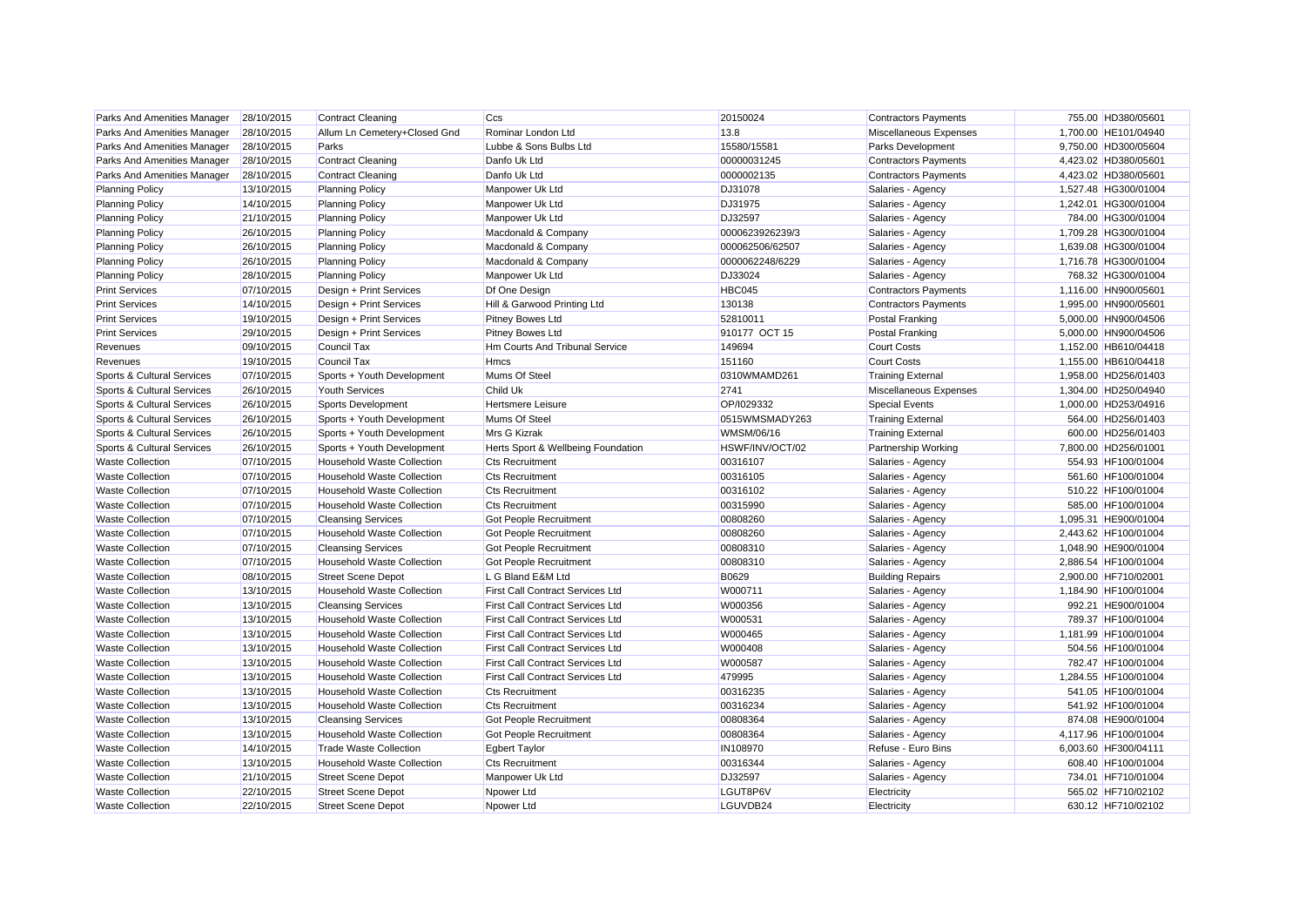| | | | | | | | |
|---|---|---|---|---|---|---|---|
| Parks And Amenities Manager | 28/10/2015 | Contract Cleaning | Ccs | 20150024 | Contractors Payments | 755.00 | HD380/05601 |
| Parks And Amenities Manager | 28/10/2015 | Allum Ln Cemetery+Closed Gnd | Rominar London Ltd | 13.8 | Miscellaneous Expenses | 1,700.00 | HE101/04940 |
| Parks And Amenities Manager | 28/10/2015 | Parks | Lubbe & Sons Bulbs Ltd | 15580/15581 | Parks Development | 9,750.00 | HD300/05604 |
| Parks And Amenities Manager | 28/10/2015 | Contract Cleaning | Danfo Uk Ltd | 00000031245 | Contractors Payments | 4,423.02 | HD380/05601 |
| Parks And Amenities Manager | 28/10/2015 | Contract Cleaning | Danfo Uk Ltd | 0000002135 | Contractors Payments | 4,423.02 | HD380/05601 |
| Planning Policy | 13/10/2015 | Planning Policy | Manpower Uk Ltd | DJ31078 | Salaries - Agency | 1,527.48 | HG300/01004 |
| Planning Policy | 14/10/2015 | Planning Policy | Manpower Uk Ltd | DJ31975 | Salaries - Agency | 1,242.01 | HG300/01004 |
| Planning Policy | 21/10/2015 | Planning Policy | Manpower Uk Ltd | DJ32597 | Salaries - Agency | 784.00 | HG300/01004 |
| Planning Policy | 26/10/2015 | Planning Policy | Macdonald & Company | 0000623926239/3 | Salaries - Agency | 1,709.28 | HG300/01004 |
| Planning Policy | 26/10/2015 | Planning Policy | Macdonald & Company | 000062506/62507 | Salaries - Agency | 1,639.08 | HG300/01004 |
| Planning Policy | 26/10/2015 | Planning Policy | Macdonald & Company | 0000062248/6229 | Salaries - Agency | 1,716.78 | HG300/01004 |
| Planning Policy | 28/10/2015 | Planning Policy | Manpower Uk Ltd | DJ33024 | Salaries - Agency | 768.32 | HG300/01004 |
| Print Services | 07/10/2015 | Design + Print Services | Df One Design | HBC045 | Contractors Payments | 1,116.00 | HN900/05601 |
| Print Services | 14/10/2015 | Design + Print Services | Hill & Garwood Printing Ltd | 130138 | Contractors Payments | 1,995.00 | HN900/05601 |
| Print Services | 19/10/2015 | Design + Print Services | Pitney Bowes Ltd | 52810011 | Postal Franking | 5,000.00 | HN900/04506 |
| Print Services | 29/10/2015 | Design + Print Services | Pitney Bowes Ltd | 910177 OCT 15 | Postal Franking | 5,000.00 | HN900/04506 |
| Revenues | 09/10/2015 | Council Tax | Hm Courts And Tribunal Service | 149694 | Court Costs | 1,152.00 | HB610/04418 |
| Revenues | 19/10/2015 | Council Tax | Hmcs | 151160 | Court Costs | 1,155.00 | HB610/04418 |
| Sports & Cultural Services | 07/10/2015 | Sports + Youth Development | Mums Of Steel | 0310WMAMD261 | Training External | 1,958.00 | HD256/01403 |
| Sports & Cultural Services | 26/10/2015 | Youth Services | Child Uk | 2741 | Miscellaneous Expenses | 1,304.00 | HD250/04940 |
| Sports & Cultural Services | 26/10/2015 | Sports Development | Hertsmere Leisure | OP/I029332 | Special Events | 1,000.00 | HD253/04916 |
| Sports & Cultural Services | 26/10/2015 | Sports + Youth Development | Mums Of Steel | 0515WMSMADY263 | Training External | 564.00 | HD256/01403 |
| Sports & Cultural Services | 26/10/2015 | Sports + Youth Development | Mrs G Kizrak | WMSM/06/16 | Training External | 600.00 | HD256/01403 |
| Sports & Cultural Services | 26/10/2015 | Sports + Youth Development | Herts Sport & Wellbeing Foundation | HSWF/INV/OCT/02 | Partnership Working | 7,800.00 | HD256/01001 |
| Waste Collection | 07/10/2015 | Household Waste Collection | Cts Recruitment | 00316107 | Salaries - Agency | 554.93 | HF100/01004 |
| Waste Collection | 07/10/2015 | Household Waste Collection | Cts Recruitment | 00316105 | Salaries - Agency | 561.60 | HF100/01004 |
| Waste Collection | 07/10/2015 | Household Waste Collection | Cts Recruitment | 00316102 | Salaries - Agency | 510.22 | HF100/01004 |
| Waste Collection | 07/10/2015 | Household Waste Collection | Cts Recruitment | 00315990 | Salaries - Agency | 585.00 | HF100/01004 |
| Waste Collection | 07/10/2015 | Cleansing Services | Got People Recruitment | 00808260 | Salaries - Agency | 1,095.31 | HE900/01004 |
| Waste Collection | 07/10/2015 | Household Waste Collection | Got People Recruitment | 00808260 | Salaries - Agency | 2,443.62 | HF100/01004 |
| Waste Collection | 07/10/2015 | Cleansing Services | Got People Recruitment | 00808310 | Salaries - Agency | 1,048.90 | HE900/01004 |
| Waste Collection | 07/10/2015 | Household Waste Collection | Got People Recruitment | 00808310 | Salaries - Agency | 2,886.54 | HF100/01004 |
| Waste Collection | 08/10/2015 | Street Scene Depot | L G Bland E&M Ltd | B0629 | Building Repairs | 2,900.00 | HF710/02001 |
| Waste Collection | 13/10/2015 | Household Waste Collection | First Call Contract Services Ltd | W000711 | Salaries - Agency | 1,184.90 | HF100/01004 |
| Waste Collection | 13/10/2015 | Cleansing Services | First Call Contract Services Ltd | W000356 | Salaries - Agency | 992.21 | HE900/01004 |
| Waste Collection | 13/10/2015 | Household Waste Collection | First Call Contract Services Ltd | W000531 | Salaries - Agency | 789.37 | HF100/01004 |
| Waste Collection | 13/10/2015 | Household Waste Collection | First Call Contract Services Ltd | W000465 | Salaries - Agency | 1,181.99 | HF100/01004 |
| Waste Collection | 13/10/2015 | Household Waste Collection | First Call Contract Services Ltd | W000408 | Salaries - Agency | 504.56 | HF100/01004 |
| Waste Collection | 13/10/2015 | Household Waste Collection | First Call Contract Services Ltd | W000587 | Salaries - Agency | 782.47 | HF100/01004 |
| Waste Collection | 13/10/2015 | Household Waste Collection | First Call Contract Services Ltd | 479995 | Salaries - Agency | 1,284.55 | HF100/01004 |
| Waste Collection | 13/10/2015 | Household Waste Collection | Cts Recruitment | 00316235 | Salaries - Agency | 541.05 | HF100/01004 |
| Waste Collection | 13/10/2015 | Household Waste Collection | Cts Recruitment | 00316234 | Salaries - Agency | 541.92 | HF100/01004 |
| Waste Collection | 13/10/2015 | Cleansing Services | Got People Recruitment | 00808364 | Salaries - Agency | 874.08 | HE900/01004 |
| Waste Collection | 13/10/2015 | Household Waste Collection | Got People Recruitment | 00808364 | Salaries - Agency | 4,117.96 | HF100/01004 |
| Waste Collection | 14/10/2015 | Trade Waste Collection | Egbert Taylor | IN108970 | Refuse - Euro Bins | 6,003.60 | HF300/04111 |
| Waste Collection | 13/10/2015 | Household Waste Collection | Cts Recruitment | 00316344 | Salaries - Agency | 608.40 | HF100/01004 |
| Waste Collection | 21/10/2015 | Street Scene Depot | Manpower Uk Ltd | DJ32597 | Salaries - Agency | 734.01 | HF710/01004 |
| Waste Collection | 22/10/2015 | Street Scene Depot | Npower Ltd | LGUT8P6V | Electricity | 565.02 | HF710/02102 |
| Waste Collection | 22/10/2015 | Street Scene Depot | Npower Ltd | LGUVDB24 | Electricity | 630.12 | HF710/02102 |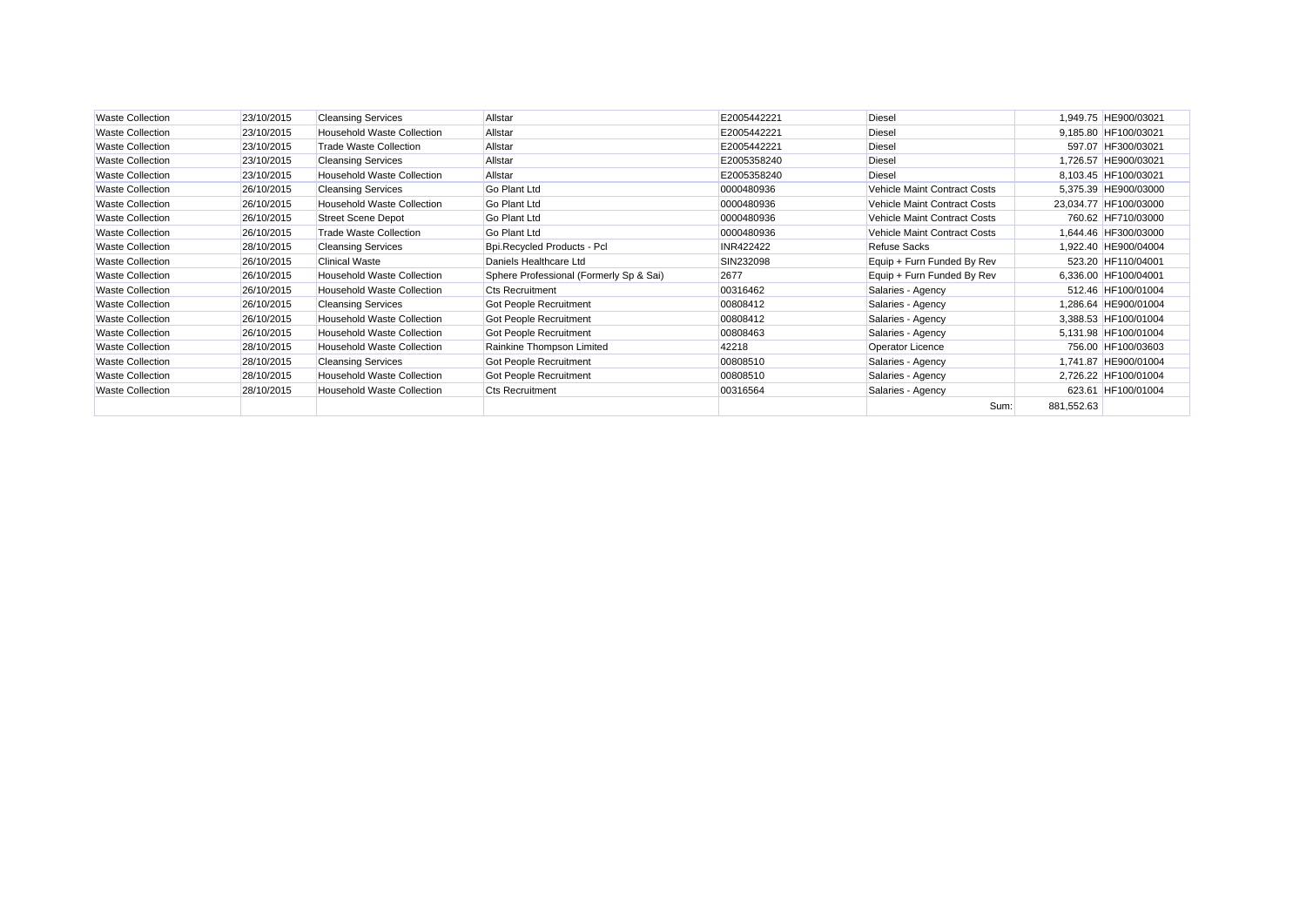| | | | | | | | |
|---|---|---|---|---|---|---|---|
| Waste Collection | 23/10/2015 | Cleansing Services | Allstar | E2005442221 | Diesel | 1,949.75 | HE900/03021 |
| Waste Collection | 23/10/2015 | Household Waste Collection | Allstar | E2005442221 | Diesel | 9,185.80 | HF100/03021 |
| Waste Collection | 23/10/2015 | Trade Waste Collection | Allstar | E2005442221 | Diesel | 597.07 | HF300/03021 |
| Waste Collection | 23/10/2015 | Cleansing Services | Allstar | E2005358240 | Diesel | 1,726.57 | HE900/03021 |
| Waste Collection | 23/10/2015 | Household Waste Collection | Allstar | E2005358240 | Diesel | 8,103.45 | HF100/03021 |
| Waste Collection | 26/10/2015 | Cleansing Services | Go Plant Ltd | 0000480936 | Vehicle Maint Contract Costs | 5,375.39 | HE900/03000 |
| Waste Collection | 26/10/2015 | Household Waste Collection | Go Plant Ltd | 0000480936 | Vehicle Maint Contract Costs | 23,034.77 | HF100/03000 |
| Waste Collection | 26/10/2015 | Street Scene Depot | Go Plant Ltd | 0000480936 | Vehicle Maint Contract Costs | 760.62 | HF710/03000 |
| Waste Collection | 26/10/2015 | Trade Waste Collection | Go Plant Ltd | 0000480936 | Vehicle Maint Contract Costs | 1,644.46 | HF300/03000 |
| Waste Collection | 28/10/2015 | Cleansing Services | Bpi.Recycled Products - Pcl | INR422422 | Refuse Sacks | 1,922.40 | HE900/04004 |
| Waste Collection | 26/10/2015 | Clinical Waste | Daniels Healthcare Ltd | SIN232098 | Equip + Furn Funded By Rev | 523.20 | HF110/04001 |
| Waste Collection | 26/10/2015 | Household Waste Collection | Sphere Professional (Formerly Sp & Sai) | 2677 | Equip + Furn Funded By Rev | 6,336.00 | HF100/04001 |
| Waste Collection | 26/10/2015 | Household Waste Collection | Cts Recruitment | 00316462 | Salaries - Agency | 512.46 | HF100/01004 |
| Waste Collection | 26/10/2015 | Cleansing Services | Got People Recruitment | 00808412 | Salaries - Agency | 1,286.64 | HE900/01004 |
| Waste Collection | 26/10/2015 | Household Waste Collection | Got People Recruitment | 00808412 | Salaries - Agency | 3,388.53 | HF100/01004 |
| Waste Collection | 26/10/2015 | Household Waste Collection | Got People Recruitment | 00808463 | Salaries - Agency | 5,131.98 | HF100/01004 |
| Waste Collection | 28/10/2015 | Household Waste Collection | Rainkine Thompson Limited | 42218 | Operator Licence | 756.00 | HF100/03603 |
| Waste Collection | 28/10/2015 | Cleansing Services | Got People Recruitment | 00808510 | Salaries - Agency | 1,741.87 | HE900/01004 |
| Waste Collection | 28/10/2015 | Household Waste Collection | Got People Recruitment | 00808510 | Salaries - Agency | 2,726.22 | HF100/01004 |
| Waste Collection | 28/10/2015 | Household Waste Collection | Cts Recruitment | 00316564 | Salaries - Agency | 623.61 | HF100/01004 |
| | | | | | Sum: | 881,552.63 | |